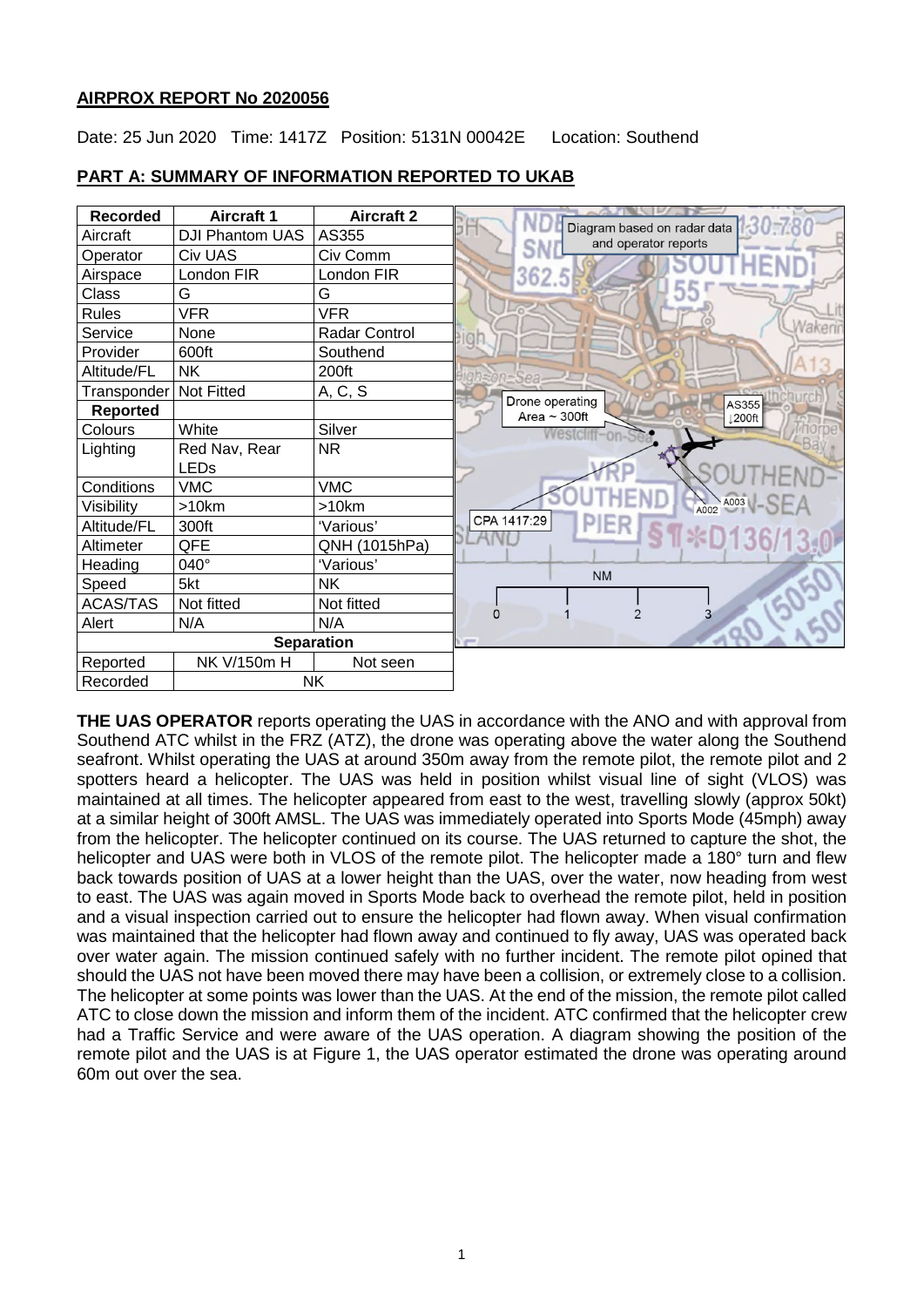**AIRPROX REPORT No 2020056**

Date: 25 Jun 2020 Time: 1417Z Position: 5131N 00042E Location: Southend

**PART A: SUMMARY OF INFORMATION REPORTED TO UKAB**

| Recorded | Aircraft 1 | Aircraft 2 |
|---|---|---|
| Aircraft | DJI Phantom UAS | AS355 |
| Operator | Civ UAS | Civ Comm |
| Airspace | London FIR | London FIR |
| Class | G | G |
| Rules | VFR | VFR |
| Service | None | Radar Control |
| Provider | 600ft | Southend |
| Altitude/FL | NK | 200ft |
| Transponder | Not Fitted | A, C, S |
| **Reported** | | |
| Colours | White | Silver |
| Lighting | Red Nav, Rear LEDs | NR |
| Conditions | VMC | VMC |
| Visibility | >10km | >10km |
| Altitude/FL | 300ft | 'Various' |
| Altimeter | QFE | QNH (1015hPa) |
| Heading | 040° | 'Various' |
| Speed | 5kt | NK |
| ACAS/TAS | Not fitted | Not fitted |
| Alert | N/A | N/A |
| **Separation** | | |
| Reported | NK V/150m H | Not seen |
| Recorded | NK | |

Diagram based on radar data and operator reports

**THE UAS OPERATOR** reports operating the UAS in accordance with the ANO and with approval from Southend ATC whilst in the FRZ (ATZ), the drone was operating above the water along the Southend seafront. Whilst operating the UAS at around 350m away from the remote pilot, the remote pilot and 2 spotters heard a helicopter. The UAS was held in position whilst visual line of sight (VLOS) was maintained at all times. The helicopter appeared from east to the west, travelling slowly (approx 50kt) at a similar height of 300ft AMSL. The UAS was immediately operated into Sports Mode (45mph) away from the helicopter. The helicopter continued on its course. The UAS returned to capture the shot, the helicopter and UAS were both in VLOS of the remote pilot. The helicopter made a 180° turn and flew back towards position of UAS at a lower height than the UAS, over the water, now heading from west to east. The UAS was again moved in Sports Mode back to overhead the remote pilot, held in position and a visual inspection carried out to ensure the helicopter had flown away. When visual confirmation was maintained that the helicopter had flown away and continued to fly away, UAS was operated back over water again. The mission continued safely with no further incident. The remote pilot opined that should the UAS not have been moved there may have been a collision, or extremely close to a collision. The helicopter at some points was lower than the UAS. At the end of the mission, the remote pilot called ATC to close down the mission and inform them of the incident. ATC confirmed that the helicopter crew had a Traffic Service and were aware of the UAS operation. A diagram showing the position of the remote pilot and the UAS is at Figure 1, the UAS operator estimated the drone was operating around 60m out over the sea.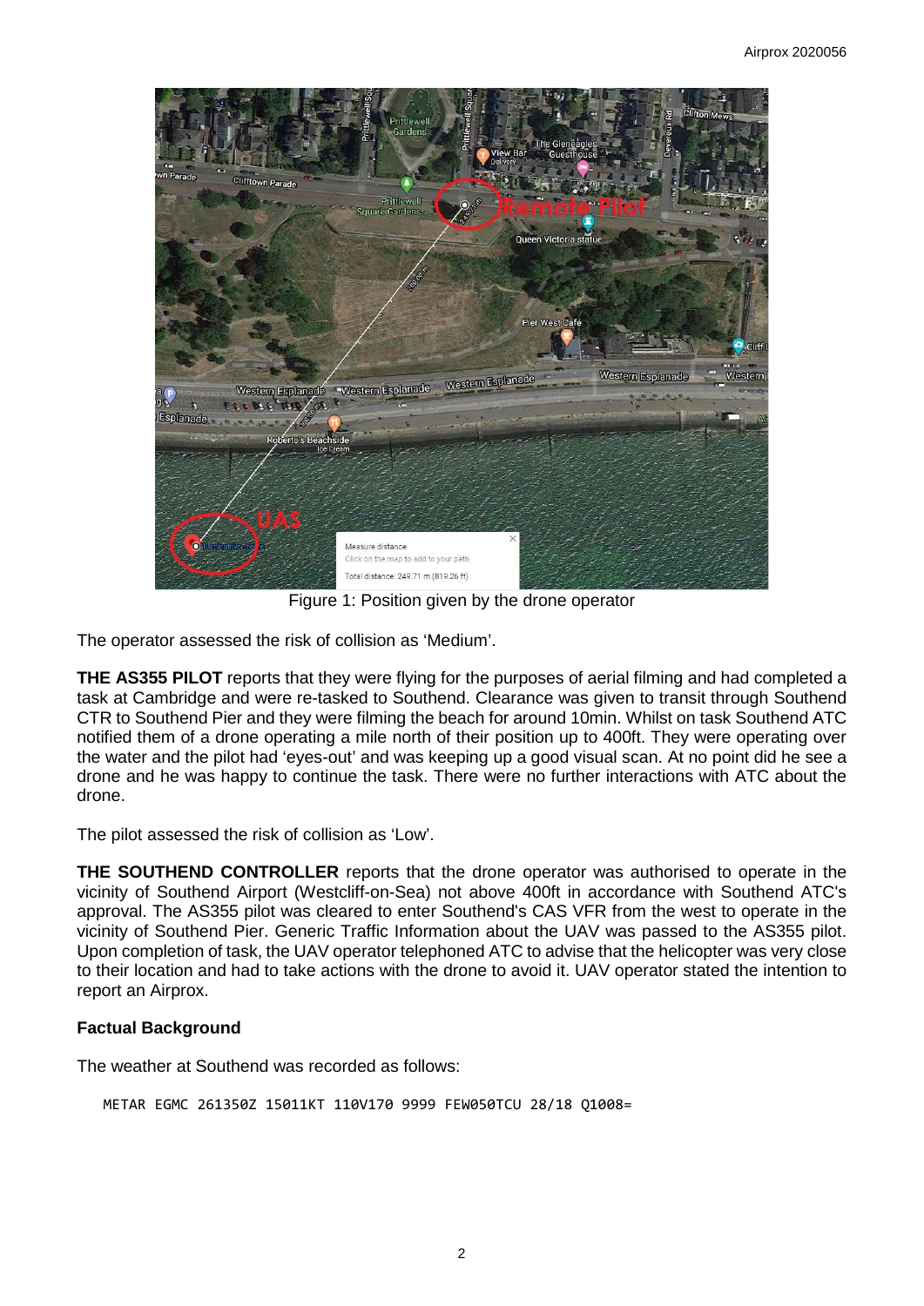Figure 1: Position given by the drone operator

The operator assessed the risk of collision as 'Medium'.

**THE AS355 PILOT** reports that they were flying for the purposes of aerial filming and had completed a task at Cambridge and were re-tasked to Southend. Clearance was given to transit through Southend CTR to Southend Pier and they were filming the beach for around 10min. Whilst on task Southend ATC notified them of a drone operating a mile north of their position up to 400ft. They were operating over the water and the pilot had 'eyes-out' and was keeping up a good visual scan. At no point did he see a drone and he was happy to continue the task. There were no further interactions with ATC about the drone.

The pilot assessed the risk of collision as 'Low'.

**THE SOUTHEND CONTROLLER** reports that the drone operator was authorised to operate in the vicinity of Southend Airport (Westcliff-on-Sea) not above 400ft in accordance with Southend ATC's approval. The AS355 pilot was cleared to enter Southend's CAS VFR from the west to operate in the vicinity of Southend Pier. Generic Traffic Information about the UAV was passed to the AS355 pilot. Upon completion of task, the UAV operator telephoned ATC to advise that the helicopter was very close to their location and had to take actions with the drone to avoid it. UAV operator stated the intention to report an Airprox.

**Factual Background**

The weather at Southend was recorded as follows:

```
METAR EGMC 261350Z 15011KT 110V170 9999 FEW050TCU 28/18 Q1008=
```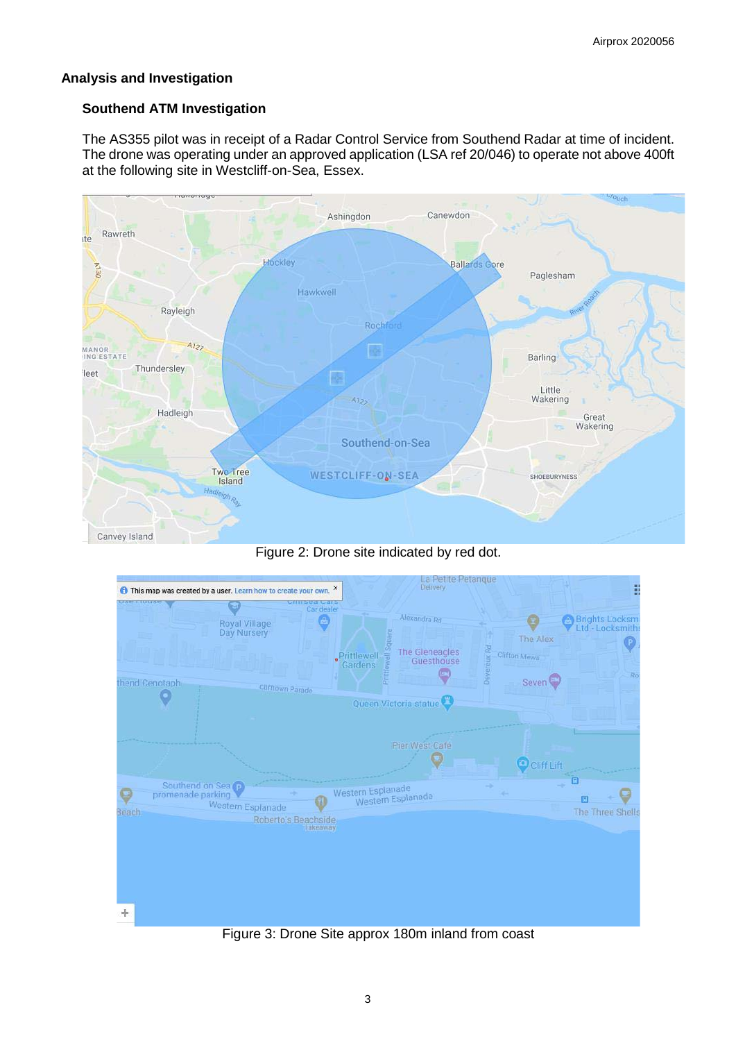## Analysis and Investigation

### Southend ATM Investigation

The AS355 pilot was in receipt of a Radar Control Service from Southend Radar at time of incident. The drone was operating under an approved application (LSA ref 20/046) to operate not above 400ft at the following site in Westcliff-on-Sea, Essex.

Figure 2: Drone site indicated by red dot.

Figure 3: Drone Site approx 180m inland from coast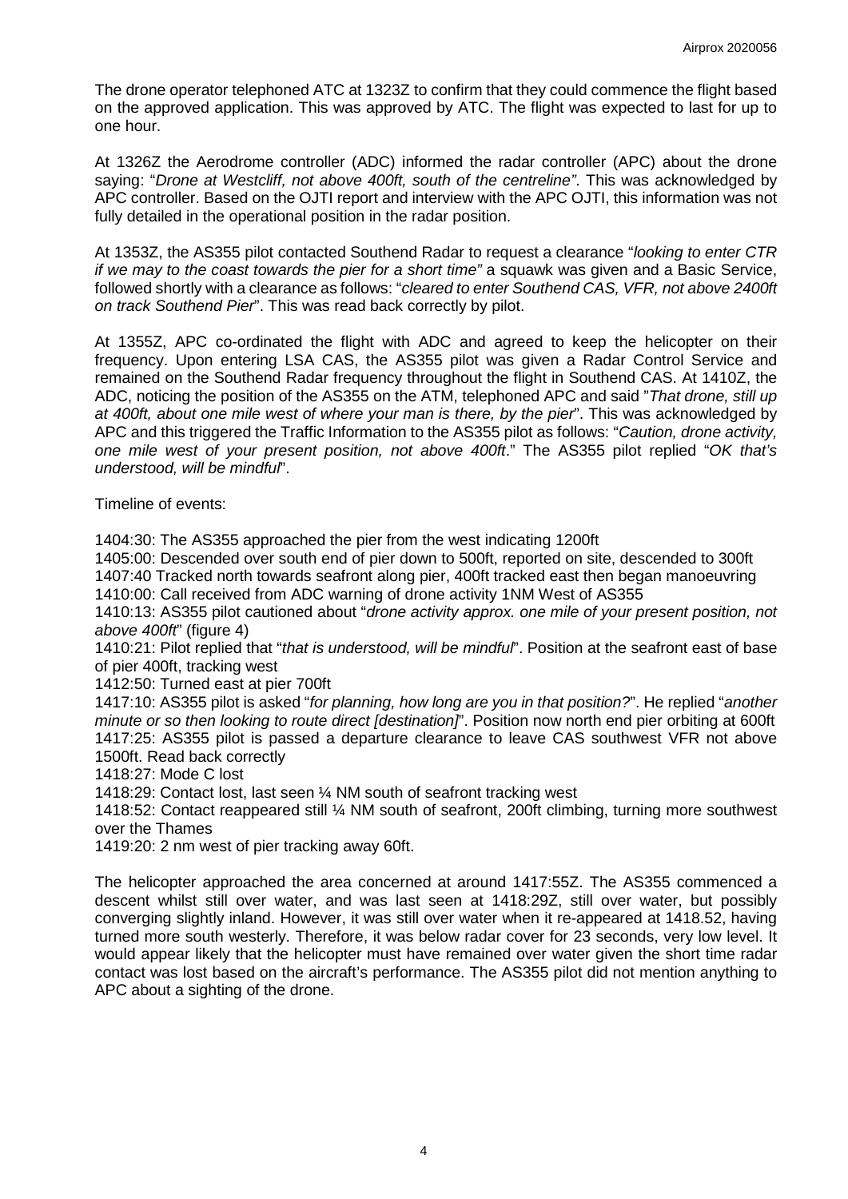The drone operator telephoned ATC at 1323Z to confirm that they could commence the flight based on the approved application. This was approved by ATC. The flight was expected to last for up to one hour.

At 1326Z the Aerodrome controller (ADC) informed the radar controller (APC) about the drone saying: "*Drone at Westcliff, not above 400ft, south of the centreline"*. This was acknowledged by APC controller. Based on the OJTI report and interview with the APC OJTI, this information was not fully detailed in the operational position in the radar position.

At 1353Z, the AS355 pilot contacted Southend Radar to request a clearance "*looking to enter CTR if we may to the coast towards the pier for a short time"* a squawk was given and a Basic Service, followed shortly with a clearance as follows: "*cleared to enter Southend CAS, VFR, not above 2400ft on track Southend Pier*". This was read back correctly by pilot.

At 1355Z, APC co-ordinated the flight with ADC and agreed to keep the helicopter on their frequency. Upon entering LSA CAS, the AS355 pilot was given a Radar Control Service and remained on the Southend Radar frequency throughout the flight in Southend CAS. At 1410Z, the ADC, noticing the position of the AS355 on the ATM, telephoned APC and said "*That drone, still up at 400ft, about one mile west of where your man is there, by the pier*". This was acknowledged by APC and this triggered the Traffic Information to the AS355 pilot as follows: "*Caution, drone activity, one mile west of your present position, not above 400ft*." The AS355 pilot replied "*OK that's understood, will be mindful*".

Timeline of events:

1404:30: The AS355 approached the pier from the west indicating 1200ft
1405:00: Descended over south end of pier down to 500ft, reported on site, descended to 300ft
1407:40 Tracked north towards seafront along pier, 400ft tracked east then began manoeuvring
1410:00: Call received from ADC warning of drone activity 1NM West of AS355
1410:13: AS355 pilot cautioned about "*drone activity approx. one mile of your present position, not above 400ft*" (figure 4)
1410:21: Pilot replied that "*that is understood, will be mindful*". Position at the seafront east of base of pier 400ft, tracking west
1412:50: Turned east at pier 700ft
1417:10: AS355 pilot is asked "*for planning, how long are you in that position?*". He replied "*another minute or so then looking to route direct [destination]*". Position now north end pier orbiting at 600ft
1417:25: AS355 pilot is passed a departure clearance to leave CAS southwest VFR not above 1500ft. Read back correctly
1418:27: Mode C lost
1418:29: Contact lost, last seen ¼ NM south of seafront tracking west
1418:52: Contact reappeared still ¼ NM south of seafront, 200ft climbing, turning more southwest over the Thames
1419:20: 2 nm west of pier tracking away 60ft.

The helicopter approached the area concerned at around 1417:55Z. The AS355 commenced a descent whilst still over water, and was last seen at 1418:29Z, still over water, but possibly converging slightly inland. However, it was still over water when it re-appeared at 1418.52, having turned more south westerly. Therefore, it was below radar cover for 23 seconds, very low level. It would appear likely that the helicopter must have remained over water given the short time radar contact was lost based on the aircraft's performance. The AS355 pilot did not mention anything to APC about a sighting of the drone.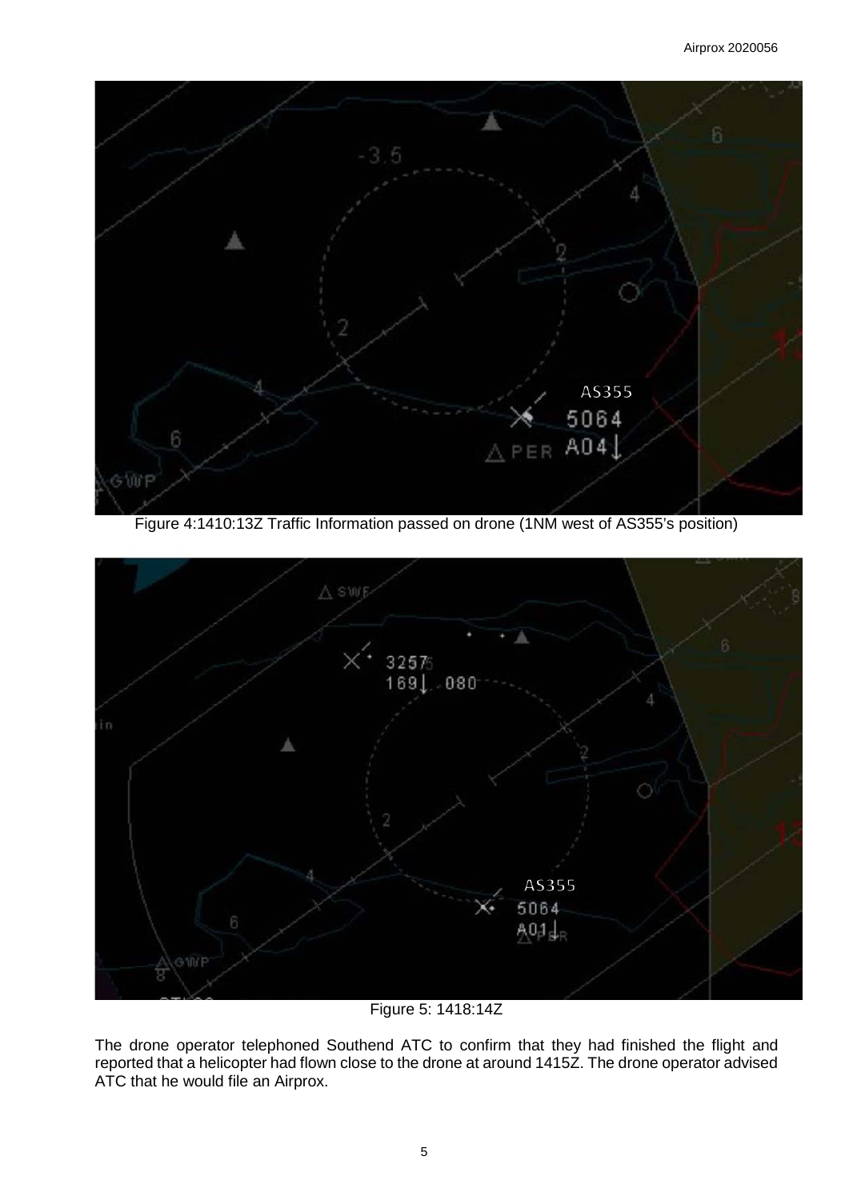Figure 4:1410:13Z Traffic Information passed on drone (1NM west of AS355's position)

Figure 5: 1418:14Z

The drone operator telephoned Southend ATC to confirm that they had finished the flight and reported that a helicopter had flown close to the drone at around 1415Z. The drone operator advised ATC that he would file an Airprox.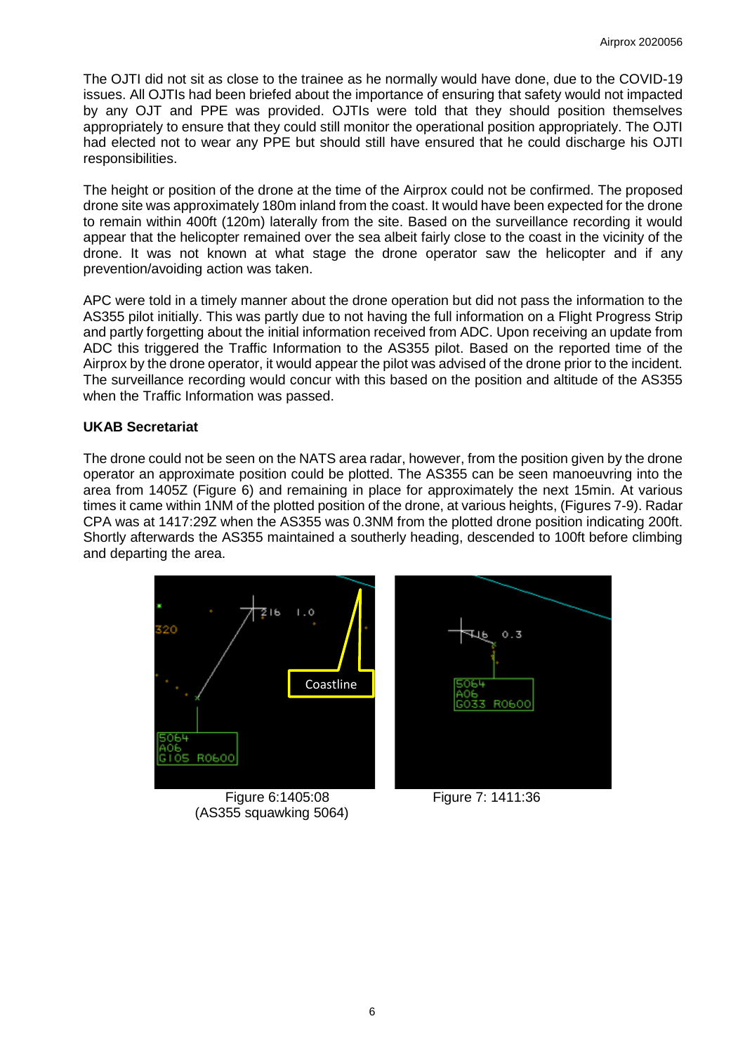The OJTI did not sit as close to the trainee as he normally would have done, due to the COVID-19 issues. All OJTIs had been briefed about the importance of ensuring that safety would not impacted by any OJT and PPE was provided. OJTIs were told that they should position themselves appropriately to ensure that they could still monitor the operational position appropriately. The OJTI had elected not to wear any PPE but should still have ensured that he could discharge his OJTI responsibilities.

The height or position of the drone at the time of the Airprox could not be confirmed. The proposed drone site was approximately 180m inland from the coast. It would have been expected for the drone to remain within 400ft (120m) laterally from the site. Based on the surveillance recording it would appear that the helicopter remained over the sea albeit fairly close to the coast in the vicinity of the drone. It was not known at what stage the drone operator saw the helicopter and if any prevention/avoiding action was taken.

APC were told in a timely manner about the drone operation but did not pass the information to the AS355 pilot initially. This was partly due to not having the full information on a Flight Progress Strip and partly forgetting about the initial information received from ADC. Upon receiving an update from ADC this triggered the Traffic Information to the AS355 pilot. Based on the reported time of the Airprox by the drone operator, it would appear the pilot was advised of the drone prior to the incident. The surveillance recording would concur with this based on the position and altitude of the AS355 when the Traffic Information was passed.

**UKAB Secretariat**

The drone could not be seen on the NATS area radar, however, from the position given by the drone operator an approximate position could be plotted. The AS355 can be seen manoeuvring into the area from 1405Z (Figure 6) and remaining in place for approximately the next 15min. At various times it came within 1NM of the plotted position of the drone, at various heights, (Figures 7-9). Radar CPA was at 1417:29Z when the AS355 was 0.3NM from the plotted drone position indicating 200ft. Shortly afterwards the AS355 maintained a southerly heading, descended to 100ft before climbing and departing the area.

Figure 6:1405:08
(AS355 squawking 5064)

Figure 7: 1411:36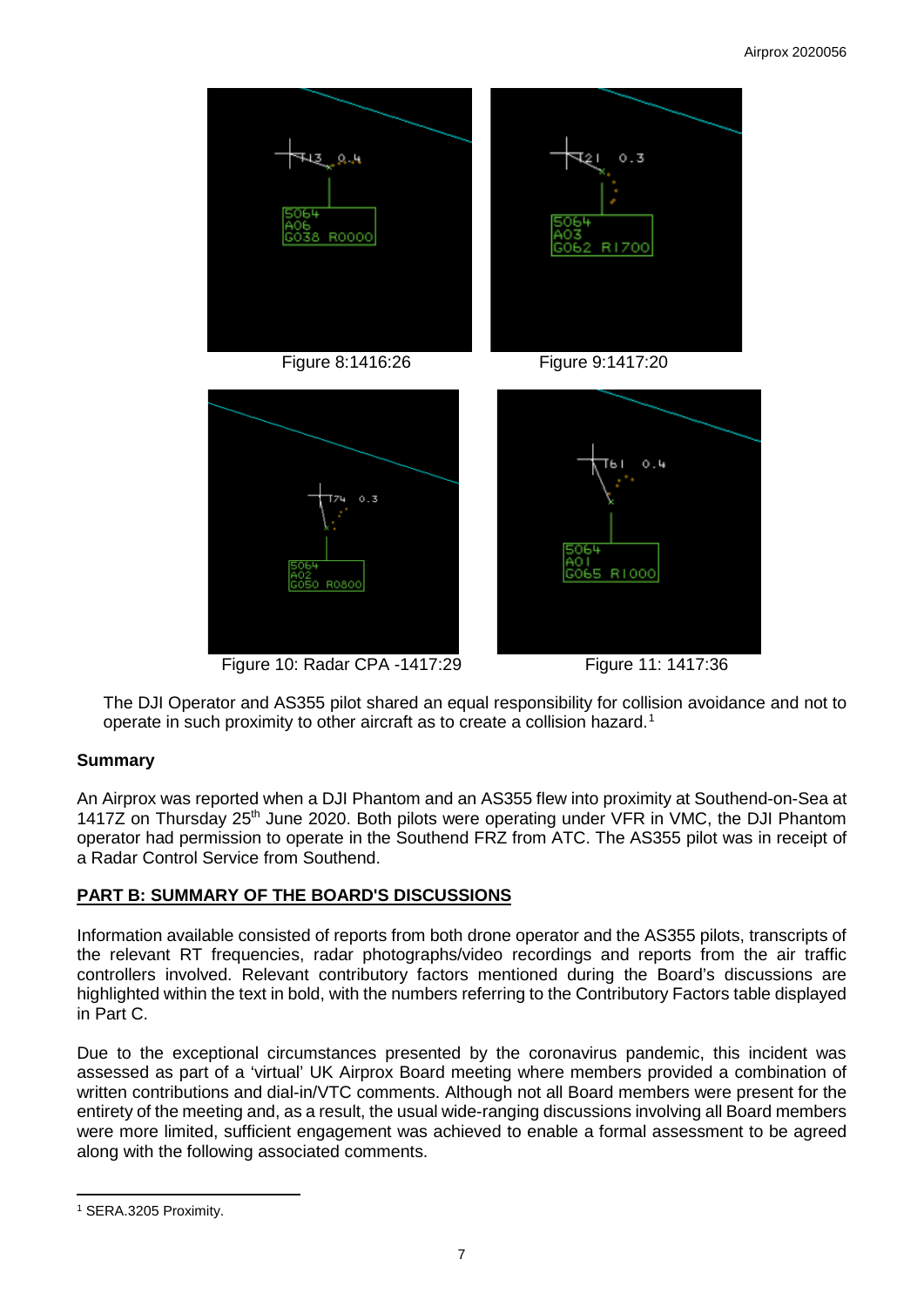Figure 8:1416:26

Figure 9:1417:20

Figure 10: Radar CPA -1417:29

Figure 11: 1417:36

The DJI Operator and AS355 pilot shared an equal responsibility for collision avoidance and not to operate in such proximity to other aircraft as to create a collision hazard.[1]

### Summary

An Airprox was reported when a DJI Phantom and an AS355 flew into proximity at Southend-on-Sea at 1417Z on Thursday 25th June 2020. Both pilots were operating under VFR in VMC, the DJI Phantom operator had permission to operate in the Southend FRZ from ATC. The AS355 pilot was in receipt of a Radar Control Service from Southend.

## PART B: SUMMARY OF THE BOARD'S DISCUSSIONS

Information available consisted of reports from both drone operator and the AS355 pilots, transcripts of the relevant RT frequencies, radar photographs/video recordings and reports from the air traffic controllers involved. Relevant contributory factors mentioned during the Board's discussions are highlighted within the text in bold, with the numbers referring to the Contributory Factors table displayed in Part C.

Due to the exceptional circumstances presented by the coronavirus pandemic, this incident was assessed as part of a 'virtual' UK Airprox Board meeting where members provided a combination of written contributions and dial-in/VTC comments. Although not all Board members were present for the entirety of the meeting and, as a result, the usual wide-ranging discussions involving all Board members were more limited, sufficient engagement was achieved to enable a formal assessment to be agreed along with the following associated comments.

[1] SERA.3205 Proximity.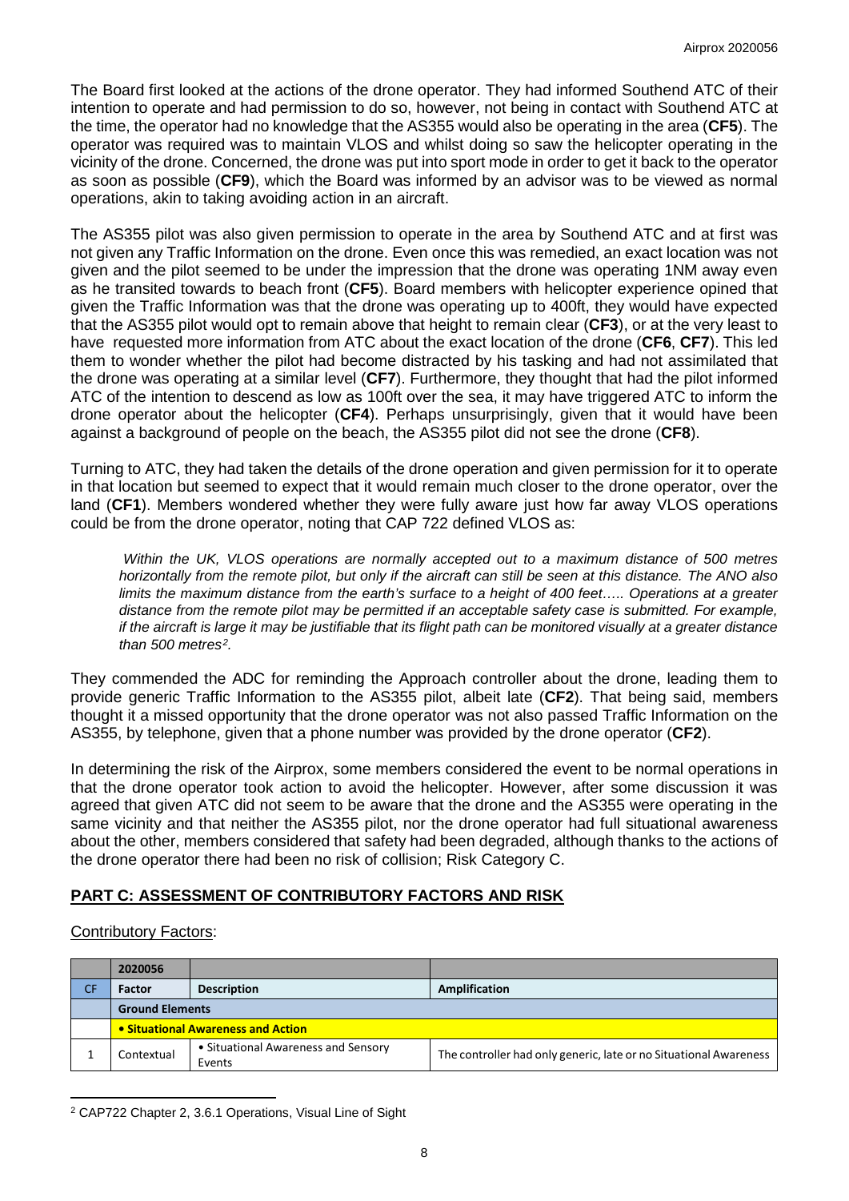The Board first looked at the actions of the drone operator. They had informed Southend ATC of their intention to operate and had permission to do so, however, not being in contact with Southend ATC at the time, the operator had no knowledge that the AS355 would also be operating in the area (**CF5**). The operator was required was to maintain VLOS and whilst doing so saw the helicopter operating in the vicinity of the drone. Concerned, the drone was put into sport mode in order to get it back to the operator as soon as possible (**CF9**), which the Board was informed by an advisor was to be viewed as normal operations, akin to taking avoiding action in an aircraft.

The AS355 pilot was also given permission to operate in the area by Southend ATC and at first was not given any Traffic Information on the drone. Even once this was remedied, an exact location was not given and the pilot seemed to be under the impression that the drone was operating 1NM away even as he transited towards to beach front (**CF5**). Board members with helicopter experience opined that given the Traffic Information was that the drone was operating up to 400ft, they would have expected that the AS355 pilot would opt to remain above that height to remain clear (**CF3**), or at the very least to have requested more information from ATC about the exact location of the drone (**CF6**, **CF7**). This led them to wonder whether the pilot had become distracted by his tasking and had not assimilated that the drone was operating at a similar level (**CF7**). Furthermore, they thought that had the pilot informed ATC of the intention to descend as low as 100ft over the sea, it may have triggered ATC to inform the drone operator about the helicopter (**CF4**). Perhaps unsurprisingly, given that it would have been against a background of people on the beach, the AS355 pilot did not see the drone (**CF8**).

Turning to ATC, they had taken the details of the drone operation and given permission for it to operate in that location but seemed to expect that it would remain much closer to the drone operator, over the land (**CF1**). Members wondered whether they were fully aware just how far away VLOS operations could be from the drone operator, noting that CAP 722 defined VLOS as:

> *Within the UK, VLOS operations are normally accepted out to a maximum distance of 500 metres horizontally from the remote pilot, but only if the aircraft can still be seen at this distance. The ANO also limits the maximum distance from the earth's surface to a height of 400 feet….. Operations at a greater distance from the remote pilot may be permitted if an acceptable safety case is submitted. For example, if the aircraft is large it may be justifiable that its flight path can be monitored visually at a greater distance than 500 metres*[2].

They commended the ADC for reminding the Approach controller about the drone, leading them to provide generic Traffic Information to the AS355 pilot, albeit late (**CF2**). That being said, members thought it a missed opportunity that the drone operator was not also passed Traffic Information on the AS355, by telephone, given that a phone number was provided by the drone operator (**CF2**).

In determining the risk of the Airprox, some members considered the event to be normal operations in that the drone operator took action to avoid the helicopter. However, after some discussion it was agreed that given ATC did not seem to be aware that the drone and the AS355 were operating in the same vicinity and that neither the AS355 pilot, nor the drone operator had full situational awareness about the other, members considered that safety had been degraded, although thanks to the actions of the drone operator there had been no risk of collision; Risk Category C.

## PART C: ASSESSMENT OF CONTRIBUTORY FACTORS AND RISK

Contributory Factors:

| | 2020056 | | |
|---|---|---|---|
| CF | Factor | Description | Amplification |
| | **Ground Elements** | | |
| | **• Situational Awareness and Action** | | |
| 1 | Contextual | • Situational Awareness and Sensory Events | The controller had only generic, late or no Situational Awareness |

[2] CAP722 Chapter 2, 3.6.1 Operations, Visual Line of Sight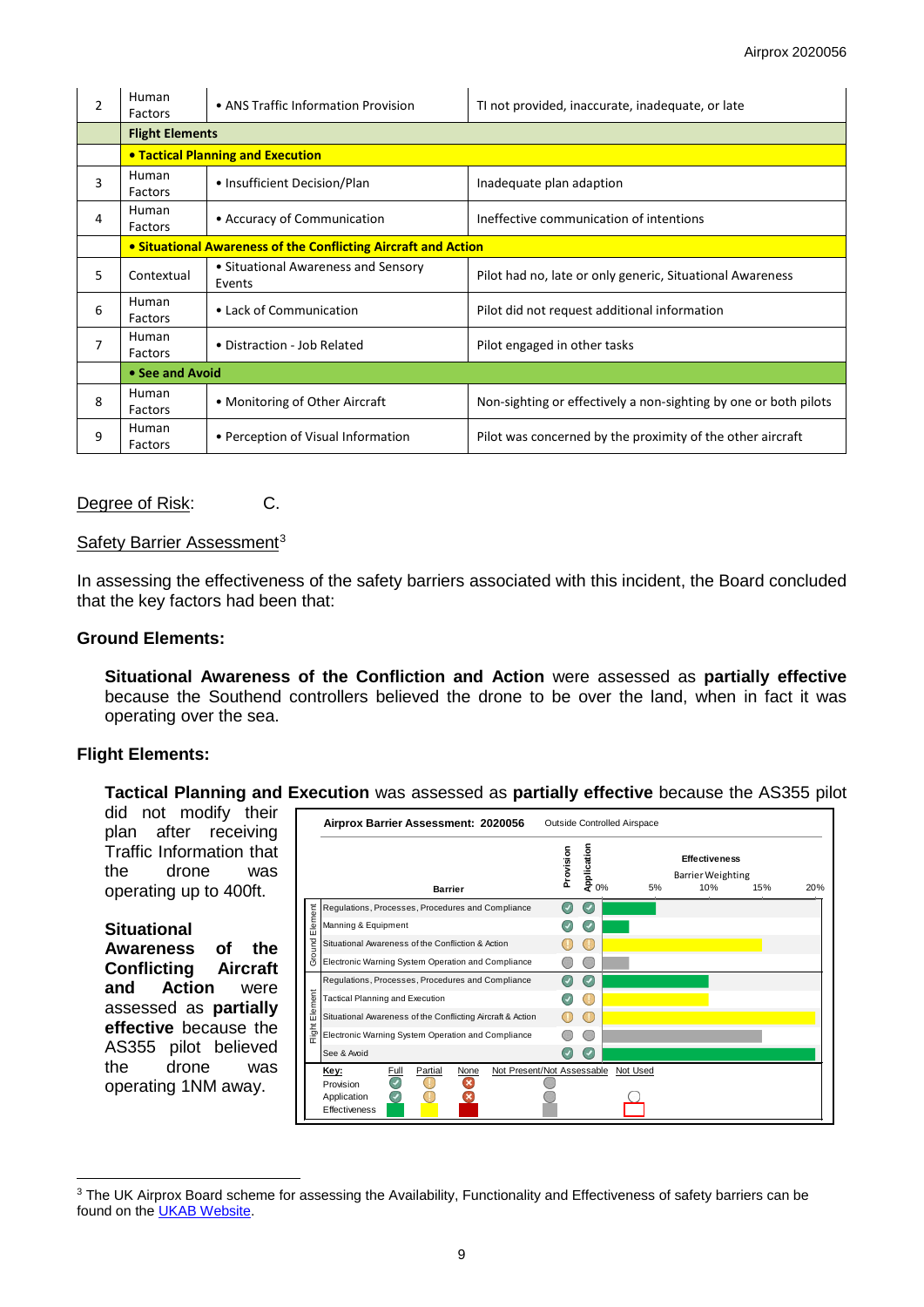| | | | |
|---|---|---|---|
| 2 | Human Factors | • ANS Traffic Information Provision | TI not provided, inaccurate, inadequate, or late |
| | **Flight Elements** | | |
| | **• Tactical Planning and Execution** | | |
| 3 | Human Factors | • Insufficient Decision/Plan | Inadequate plan adaption |
| 4 | Human Factors | • Accuracy of Communication | Ineffective communication of intentions |
| | **• Situational Awareness of the Conflicting Aircraft and Action** | | |
| 5 | Contextual | • Situational Awareness and Sensory Events | Pilot had no, late or only generic, Situational Awareness |
| 6 | Human Factors | • Lack of Communication | Pilot did not request additional information |
| 7 | Human Factors | • Distraction - Job Related | Pilot engaged in other tasks |
| | **• See and Avoid** | | |
| 8 | Human Factors | • Monitoring of Other Aircraft | Non-sighting or effectively a non-sighting by one or both pilots |
| 9 | Human Factors | • Perception of Visual Information | Pilot was concerned by the proximity of the other aircraft |

Degree of Risk: C.

Safety Barrier Assessment[3]

In assessing the effectiveness of the safety barriers associated with this incident, the Board concluded that the key factors had been that:

**Ground Elements:**

**Situational Awareness of the Confliction and Action** were assessed as **partially effective** because the Southend controllers believed the drone to be over the land, when in fact it was operating over the sea.

**Flight Elements:**

**Tactical Planning and Execution** was assessed as **partially effective** because the AS355 pilot did not modify their plan after receiving Traffic Information that the drone was operating up to 400ft.

**Situational Awareness of the Conflicting Aircraft and Action** were assessed as **partially effective** because the AS355 pilot believed the drone was operating 1NM away.

Airprox Barrier Assessment: 2020056
Outside Controlled Airspace

Barrier
Provision
Application
Effectiveness
Barrier Weighting
0%
5%
10%
15%
20%

Ground Element
Regulations, Processes, Procedures and Compliance
Manning & Equipment
Situational Awareness of the Confliction & Action
Electronic Warning System Operation and Compliance

Flight Element
Regulations, Processes, Procedures and Compliance
Tactical Planning and Execution
Situational Awareness of the Conflicting Aircraft & Action
Electronic Warning System Operation and Compliance
See & Avoid

Key: Full Partial None Not Present/Not Assessable Not Used
Provision
Application
Effectiveness

---

[3] The UK Airprox Board scheme for assessing the Availability, Functionality and Effectiveness of safety barriers can be found on the UKAB Website.